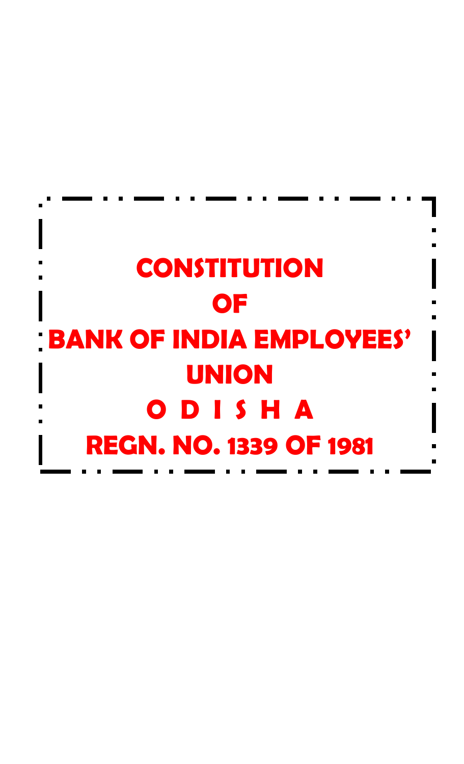# CONSTITUTION

# OF

# BANK OF INDIA EMPLOYEES' UNION

# O D I S H A

## REGN. NO. 1339 OF 1981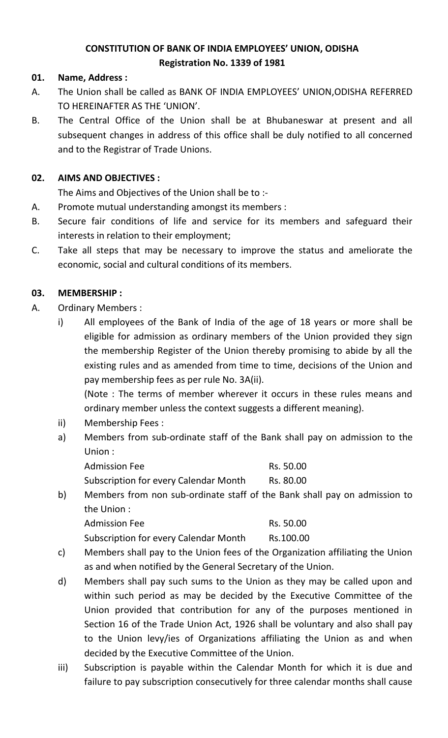# CONSTITUTION OF BANK OF INDIA EMPLOYEES' UNION, ODISHA

**Registration No. 1339 of 1981**

**01. Name, Address :**

A. The Union shall be called as BANK OF INDIA EMPLOYEES' UNION,ODISHA REFERRED TO HEREINAFTER AS THE 'UNION'.

B. The Central Office of the Union shall be at Bhubaneswar at present and all subsequent changes in address of this office shall be duly notified to all concerned and to the Registrar of Trade Unions.

**02. AIMS AND OBJECTIVES :**

The Aims and Objectives of the Union shall be to :-

A. Promote mutual understanding amongst its members :

B. Secure fair conditions of life and service for its members and safeguard their interests in relation to their employment;

C. Take all steps that may be necessary to improve the status and ameliorate the economic, social and cultural conditions of its members.

**03. MEMBERSHIP :**

A. Ordinary Members :

i) All employees of the Bank of India of the age of 18 years or more shall be eligible for admission as ordinary members of the Union provided they sign the membership Register of the Union thereby promising to abide by all the existing rules and as amended from time to time, decisions of the Union and pay membership fees as per rule No. 3A(ii).

(Note : The terms of member wherever it occurs in these rules means and ordinary member unless the context suggests a different meaning).

ii) Membership Fees :

a) Members from sub-ordinate staff of the Bank shall pay on admission to the Union :

| | |
|---|---|
| Admission Fee | Rs. 50.00 |
| Subscription for every Calendar Month | Rs. 80.00 |

b) Members from non sub-ordinate staff of the Bank shall pay on admission to the Union :

| | |
|---|---|
| Admission Fee | Rs. 50.00 |
| Subscription for every Calendar Month | Rs.100.00 |

c) Members shall pay to the Union fees of the Organization affiliating the Union as and when notified by the General Secretary of the Union.

d) Members shall pay such sums to the Union as they may be called upon and within such period as may be decided by the Executive Committee of the Union provided that contribution for any of the purposes mentioned in Section 16 of the Trade Union Act, 1926 shall be voluntary and also shall pay to the Union levy/ies of Organizations affiliating the Union as and when decided by the Executive Committee of the Union.

iii) Subscription is payable within the Calendar Month for which it is due and failure to pay subscription consecutively for three calendar months shall cause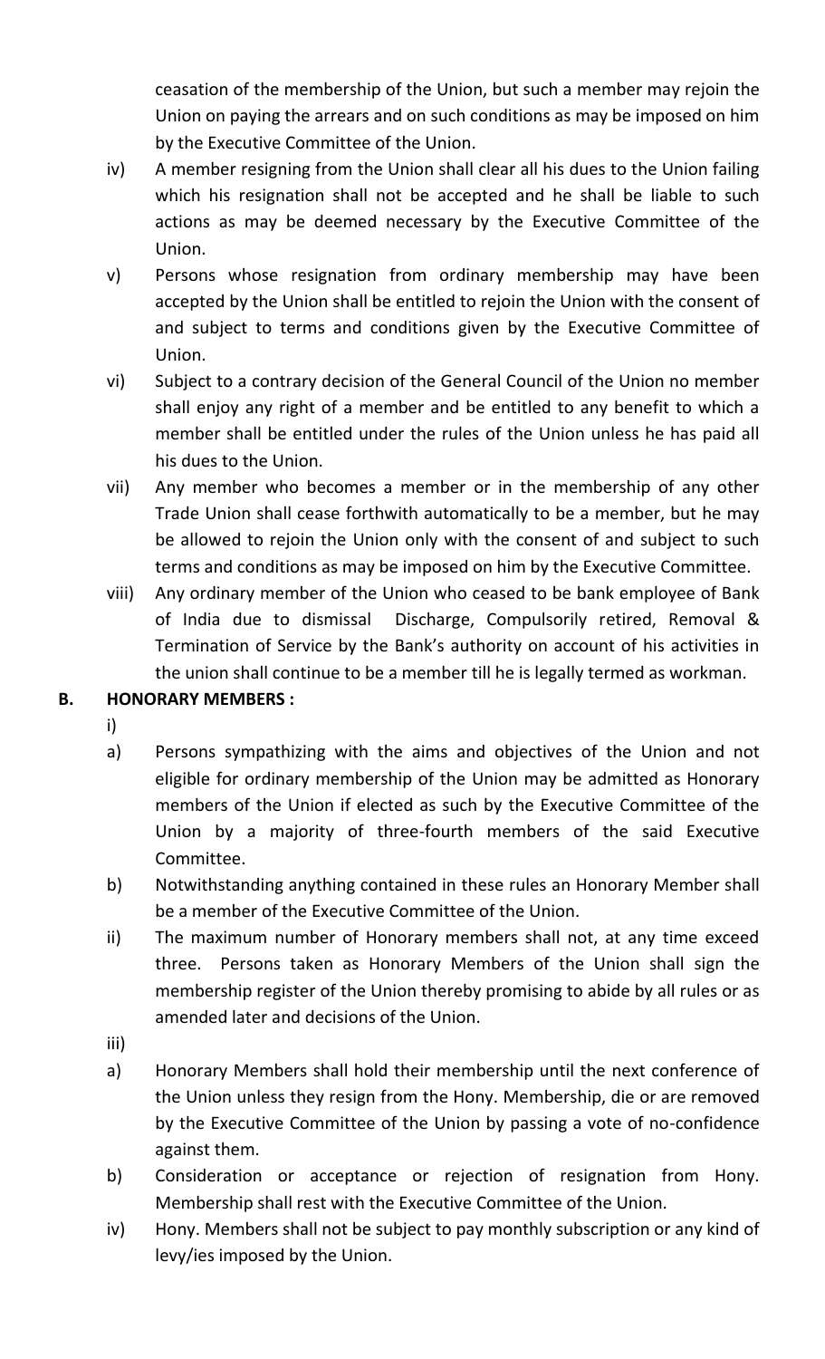ceasation of the membership of the Union, but such a member may rejoin the Union on paying the arrears and on such conditions as may be imposed on him by the Executive Committee of the Union.

iv) A member resigning from the Union shall clear all his dues to the Union failing which his resignation shall not be accepted and he shall be liable to such actions as may be deemed necessary by the Executive Committee of the Union.

v) Persons whose resignation from ordinary membership may have been accepted by the Union shall be entitled to rejoin the Union with the consent of and subject to terms and conditions given by the Executive Committee of Union.

vi) Subject to a contrary decision of the General Council of the Union no member shall enjoy any right of a member and be entitled to any benefit to which a member shall be entitled under the rules of the Union unless he has paid all his dues to the Union.

vii) Any member who becomes a member or in the membership of any other Trade Union shall cease forthwith automatically to be a member, but he may be allowed to rejoin the Union only with the consent of and subject to such terms and conditions as may be imposed on him by the Executive Committee.

viii) Any ordinary member of the Union who ceased to be bank employee of Bank of India due to dismissal Discharge, Compulsorily retired, Removal & Termination of Service by the Bank's authority on account of his activities in the union shall continue to be a member till he is legally termed as workman.

**B. HONORARY MEMBERS :**

i)

a) Persons sympathizing with the aims and objectives of the Union and not eligible for ordinary membership of the Union may be admitted as Honorary members of the Union if elected as such by the Executive Committee of the Union by a majority of three-fourth members of the said Executive Committee.

b) Notwithstanding anything contained in these rules an Honorary Member shall be a member of the Executive Committee of the Union.

ii) The maximum number of Honorary members shall not, at any time exceed three. Persons taken as Honorary Members of the Union shall sign the membership register of the Union thereby promising to abide by all rules or as amended later and decisions of the Union.

iii)

a) Honorary Members shall hold their membership until the next conference of the Union unless they resign from the Hony. Membership, die or are removed by the Executive Committee of the Union by passing a vote of no-confidence against them.

b) Consideration or acceptance or rejection of resignation from Hony. Membership shall rest with the Executive Committee of the Union.

iv) Hony. Members shall not be subject to pay monthly subscription or any kind of levy/ies imposed by the Union.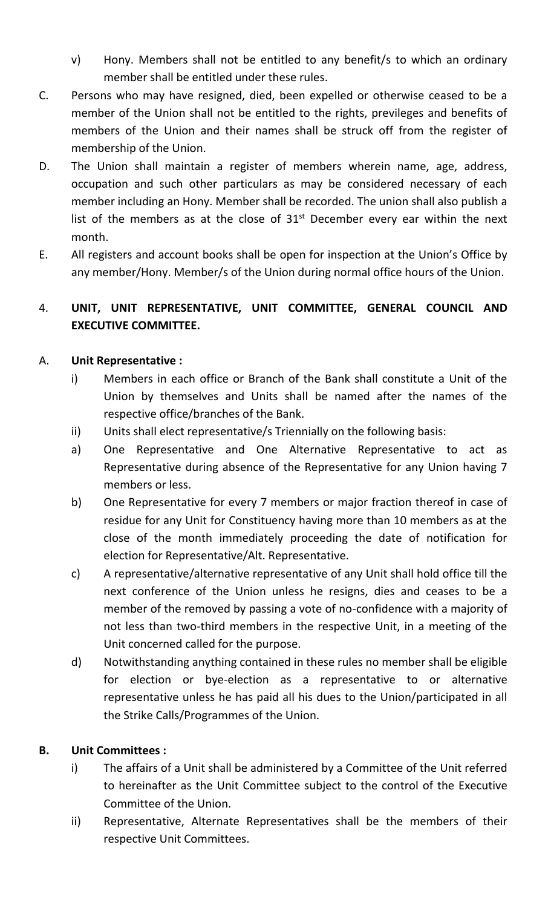v) Hony. Members shall not be entitled to any benefit/s to which an ordinary member shall be entitled under these rules.

C. Persons who may have resigned, died, been expelled or otherwise ceased to be a member of the Union shall not be entitled to the rights, previleges and benefits of members of the Union and their names shall be struck off from the register of membership of the Union.

D. The Union shall maintain a register of members wherein name, age, address, occupation and such other particulars as may be considered necessary of each member including an Hony. Member shall be recorded. The union shall also publish a list of the members as at the close of 31st December every ear within the next month.

E. All registers and account books shall be open for inspection at the Union's Office by any member/Hony. Member/s of the Union during normal office hours of the Union.

## 4. UNIT, UNIT REPRESENTATIVE, UNIT COMMITTEE, GENERAL COUNCIL AND EXECUTIVE COMMITTEE.

### A. Unit Representative :

i) Members in each office or Branch of the Bank shall constitute a Unit of the Union by themselves and Units shall be named after the names of the respective office/branches of the Bank.

ii) Units shall elect representative/s Triennially on the following basis:

a) One Representative and One Alternative Representative to act as Representative during absence of the Representative for any Union having 7 members or less.

b) One Representative for every 7 members or major fraction thereof in case of residue for any Unit for Constituency having more than 10 members as at the close of the month immediately proceeding the date of notification for election for Representative/Alt. Representative.

c) A representative/alternative representative of any Unit shall hold office till the next conference of the Union unless he resigns, dies and ceases to be a member of the removed by passing a vote of no-confidence with a majority of not less than two-third members in the respective Unit, in a meeting of the Unit concerned called for the purpose.

d) Notwithstanding anything contained in these rules no member shall be eligible for election or bye-election as a representative to or alternative representative unless he has paid all his dues to the Union/participated in all the Strike Calls/Programmes of the Union.

### B. Unit Committees :

i) The affairs of a Unit shall be administered by a Committee of the Unit referred to hereinafter as the Unit Committee subject to the control of the Executive Committee of the Union.

ii) Representative, Alternate Representatives shall be the members of their respective Unit Committees.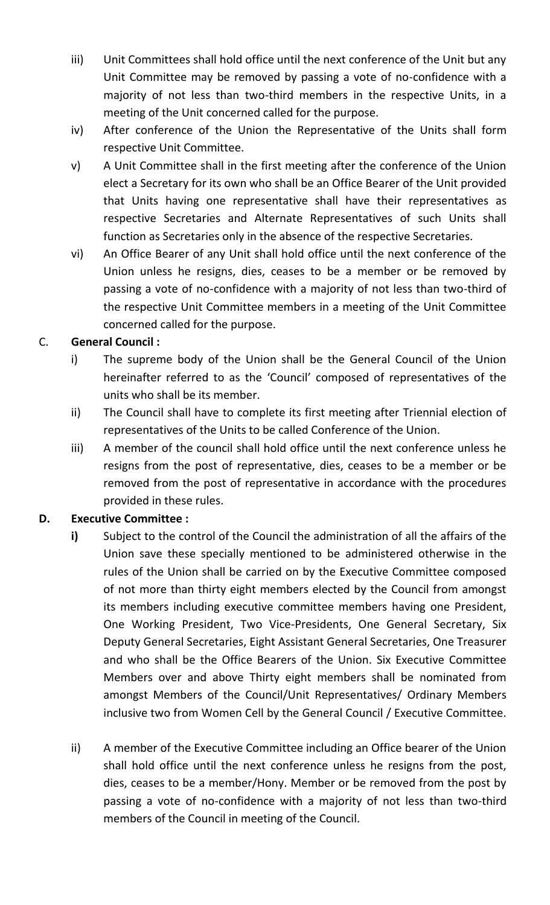iii) Unit Committees shall hold office until the next conference of the Unit but any Unit Committee may be removed by passing a vote of no-confidence with a majority of not less than two-third members in the respective Units, in a meeting of the Unit concerned called for the purpose.

iv) After conference of the Union the Representative of the Units shall form respective Unit Committee.

v) A Unit Committee shall in the first meeting after the conference of the Union elect a Secretary for its own who shall be an Office Bearer of the Unit provided that Units having one representative shall have their representatives as respective Secretaries and Alternate Representatives of such Units shall function as Secretaries only in the absence of the respective Secretaries.

vi) An Office Bearer of any Unit shall hold office until the next conference of the Union unless he resigns, dies, ceases to be a member or be removed by passing a vote of no-confidence with a majority of not less than two-third of the respective Unit Committee members in a meeting of the Unit Committee concerned called for the purpose.

C. **General Council :**

i) The supreme body of the Union shall be the General Council of the Union hereinafter referred to as the 'Council' composed of representatives of the units who shall be its member.

ii) The Council shall have to complete its first meeting after Triennial election of representatives of the Units to be called Conference of the Union.

iii) A member of the council shall hold office until the next conference unless he resigns from the post of representative, dies, ceases to be a member or be removed from the post of representative in accordance with the procedures provided in these rules.

**D. Executive Committee :**

**i)** Subject to the control of the Council the administration of all the affairs of the Union save these specially mentioned to be administered otherwise in the rules of the Union shall be carried on by the Executive Committee composed of not more than thirty eight members elected by the Council from amongst its members including executive committee members having one President, One Working President, Two Vice-Presidents, One General Secretary, Six Deputy General Secretaries, Eight Assistant General Secretaries, One Treasurer and who shall be the Office Bearers of the Union. Six Executive Committee Members over and above Thirty eight members shall be nominated from amongst Members of the Council/Unit Representatives/ Ordinary Members inclusive two from Women Cell by the General Council / Executive Committee.

ii) A member of the Executive Committee including an Office bearer of the Union shall hold office until the next conference unless he resigns from the post, dies, ceases to be a member/Hony. Member or be removed from the post by passing a vote of no-confidence with a majority of not less than two-third members of the Council in meeting of the Council.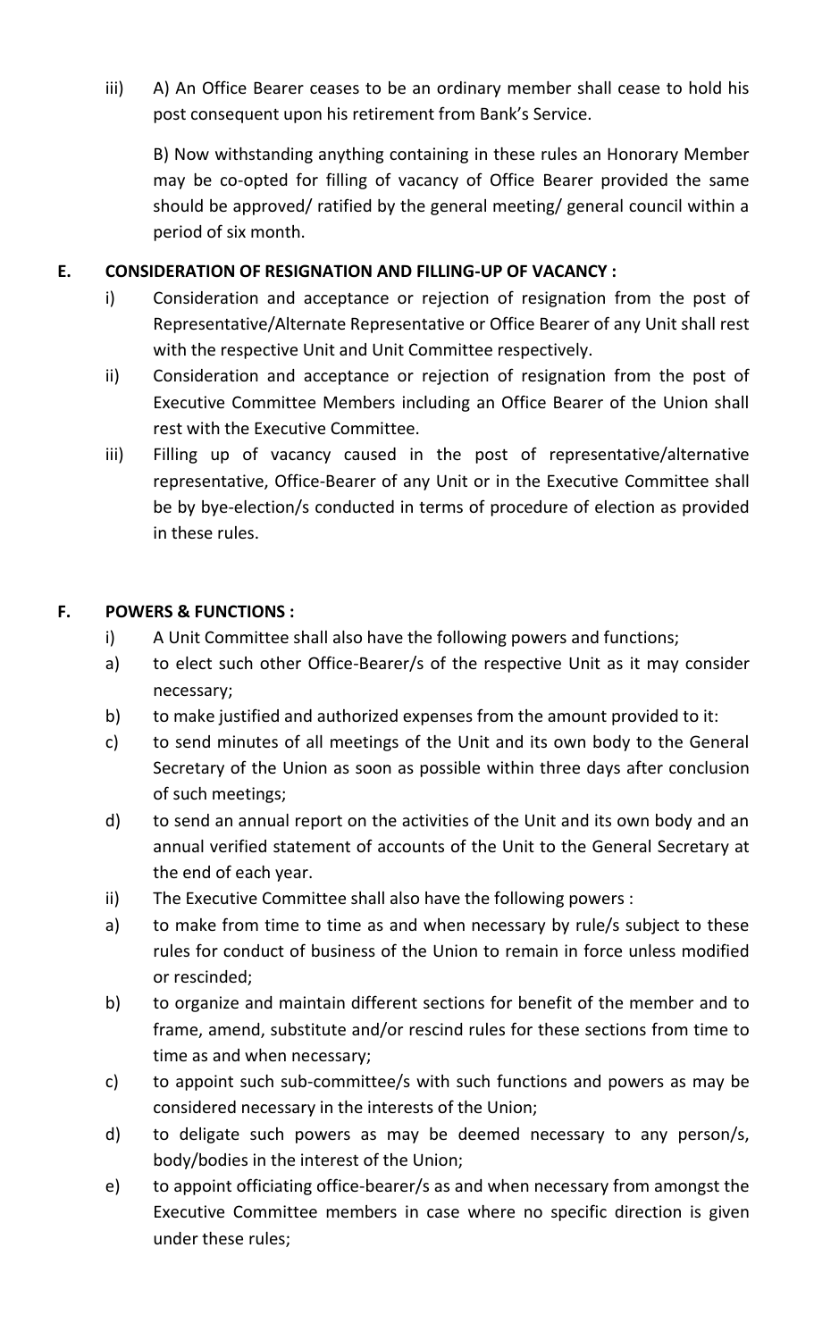iii) A) An Office Bearer ceases to be an ordinary member shall cease to hold his post consequent upon his retirement from Bank's Service.

B) Now withstanding anything containing in these rules an Honorary Member may be co-opted for filling of vacancy of Office Bearer provided the same should be approved/ ratified by the general meeting/ general council within a period of six month.

**E. CONSIDERATION OF RESIGNATION AND FILLING-UP OF VACANCY :**

i) Consideration and acceptance or rejection of resignation from the post of Representative/Alternate Representative or Office Bearer of any Unit shall rest with the respective Unit and Unit Committee respectively.

ii) Consideration and acceptance or rejection of resignation from the post of Executive Committee Members including an Office Bearer of the Union shall rest with the Executive Committee.

iii) Filling up of vacancy caused in the post of representative/alternative representative, Office-Bearer of any Unit or in the Executive Committee shall be by bye-election/s conducted in terms of procedure of election as provided in these rules.

**F. POWERS & FUNCTIONS :**

i) A Unit Committee shall also have the following powers and functions;

a) to elect such other Office-Bearer/s of the respective Unit as it may consider necessary;

b) to make justified and authorized expenses from the amount provided to it:

c) to send minutes of all meetings of the Unit and its own body to the General Secretary of the Union as soon as possible within three days after conclusion of such meetings;

d) to send an annual report on the activities of the Unit and its own body and an annual verified statement of accounts of the Unit to the General Secretary at the end of each year.

ii) The Executive Committee shall also have the following powers :

a) to make from time to time as and when necessary by rule/s subject to these rules for conduct of business of the Union to remain in force unless modified or rescinded;

b) to organize and maintain different sections for benefit of the member and to frame, amend, substitute and/or rescind rules for these sections from time to time as and when necessary;

c) to appoint such sub-committee/s with such functions and powers as may be considered necessary in the interests of the Union;

d) to deligate such powers as may be deemed necessary to any person/s, body/bodies in the interest of the Union;

e) to appoint officiating office-bearer/s as and when necessary from amongst the Executive Committee members in case where no specific direction is given under these rules;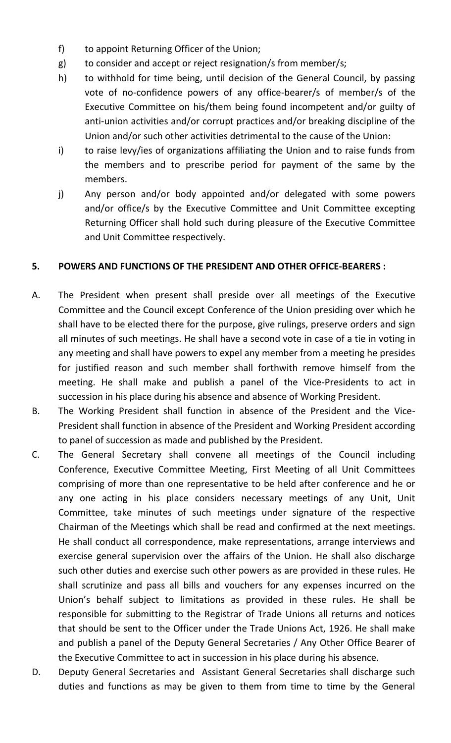f) to appoint Returning Officer of the Union;

g) to consider and accept or reject resignation/s from member/s;

h) to withhold for time being, until decision of the General Council, by passing vote of no-confidence powers of any office-bearer/s of member/s of the Executive Committee on his/them being found incompetent and/or guilty of anti-union activities and/or corrupt practices and/or breaking discipline of the Union and/or such other activities detrimental to the cause of the Union:

i) to raise levy/ies of organizations affiliating the Union and to raise funds from the members and to prescribe period for payment of the same by the members.

j) Any person and/or body appointed and/or delegated with some powers and/or office/s by the Executive Committee and Unit Committee excepting Returning Officer shall hold such during pleasure of the Executive Committee and Unit Committee respectively.

**5. POWERS AND FUNCTIONS OF THE PRESIDENT AND OTHER OFFICE-BEARERS :**

A. The President when present shall preside over all meetings of the Executive Committee and the Council except Conference of the Union presiding over which he shall have to be elected there for the purpose, give rulings, preserve orders and sign all minutes of such meetings. He shall have a second vote in case of a tie in voting in any meeting and shall have powers to expel any member from a meeting he presides for justified reason and such member shall forthwith remove himself from the meeting. He shall make and publish a panel of the Vice-Presidents to act in succession in his place during his absence and absence of Working President.

B. The Working President shall function in absence of the President and the Vice-President shall function in absence of the President and Working President according to panel of succession as made and published by the President.

C. The General Secretary shall convene all meetings of the Council including Conference, Executive Committee Meeting, First Meeting of all Unit Committees comprising of more than one representative to be held after conference and he or any one acting in his place considers necessary meetings of any Unit, Unit Committee, take minutes of such meetings under signature of the respective Chairman of the Meetings which shall be read and confirmed at the next meetings. He shall conduct all correspondence, make representations, arrange interviews and exercise general supervision over the affairs of the Union. He shall also discharge such other duties and exercise such other powers as are provided in these rules. He shall scrutinize and pass all bills and vouchers for any expenses incurred on the Union's behalf subject to limitations as provided in these rules. He shall be responsible for submitting to the Registrar of Trade Unions all returns and notices that should be sent to the Officer under the Trade Unions Act, 1926. He shall make and publish a panel of the Deputy General Secretaries / Any Other Office Bearer of the Executive Committee to act in succession in his place during his absence.

D. Deputy General Secretaries and Assistant General Secretaries shall discharge such duties and functions as may be given to them from time to time by the General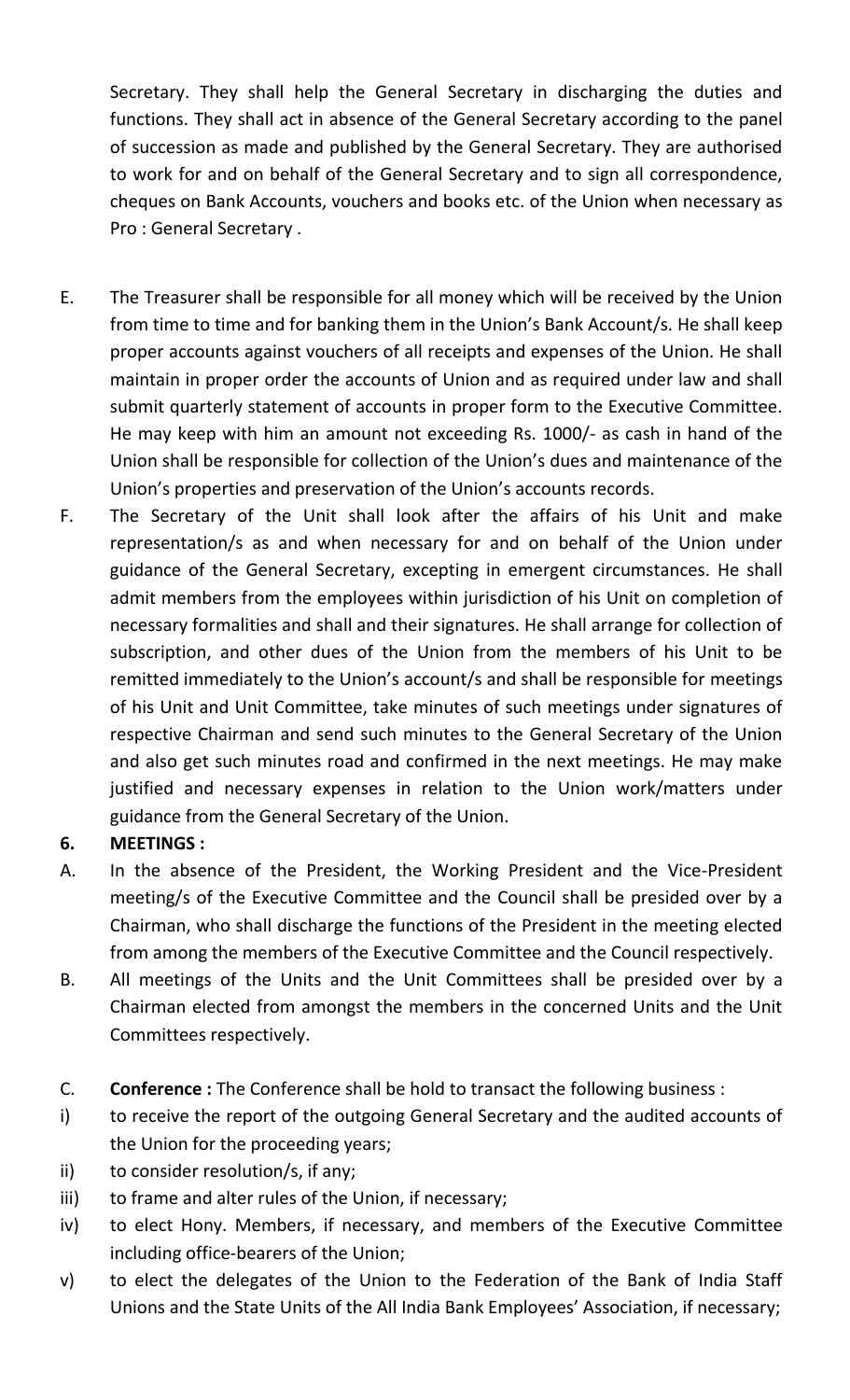Secretary. They shall help the General Secretary in discharging the duties and functions. They shall act in absence of the General Secretary according to the panel of succession as made and published by the General Secretary. They are authorised to work for and on behalf of the General Secretary and to sign all correspondence, cheques on Bank Accounts, vouchers and books etc. of the Union when necessary as Pro : General Secretary .

E. The Treasurer shall be responsible for all money which will be received by the Union from time to time and for banking them in the Union's Bank Account/s. He shall keep proper accounts against vouchers of all receipts and expenses of the Union. He shall maintain in proper order the accounts of Union and as required under law and shall submit quarterly statement of accounts in proper form to the Executive Committee. He may keep with him an amount not exceeding Rs. 1000/- as cash in hand of the Union shall be responsible for collection of the Union's dues and maintenance of the Union's properties and preservation of the Union's accounts records.

F. The Secretary of the Unit shall look after the affairs of his Unit and make representation/s as and when necessary for and on behalf of the Union under guidance of the General Secretary, excepting in emergent circumstances. He shall admit members from the employees within jurisdiction of his Unit on completion of necessary formalities and shall and their signatures. He shall arrange for collection of subscription, and other dues of the Union from the members of his Unit to be remitted immediately to the Union's account/s and shall be responsible for meetings of his Unit and Unit Committee, take minutes of such meetings under signatures of respective Chairman and send such minutes to the General Secretary of the Union and also get such minutes road and confirmed in the next meetings. He may make justified and necessary expenses in relation to the Union work/matters under guidance from the General Secretary of the Union.

**6. MEETINGS :**

A. In the absence of the President, the Working President and the Vice-President meeting/s of the Executive Committee and the Council shall be presided over by a Chairman, who shall discharge the functions of the President in the meeting elected from among the members of the Executive Committee and the Council respectively.

B. All meetings of the Units and the Unit Committees shall be presided over by a Chairman elected from amongst the members in the concerned Units and the Unit Committees respectively.

C. **Conference :** The Conference shall be hold to transact the following business :

i) to receive the report of the outgoing General Secretary and the audited accounts of the Union for the proceeding years;

ii) to consider resolution/s, if any;

iii) to frame and alter rules of the Union, if necessary;

iv) to elect Hony. Members, if necessary, and members of the Executive Committee including office-bearers of the Union;

v) to elect the delegates of the Union to the Federation of the Bank of India Staff Unions and the State Units of the All India Bank Employees' Association, if necessary;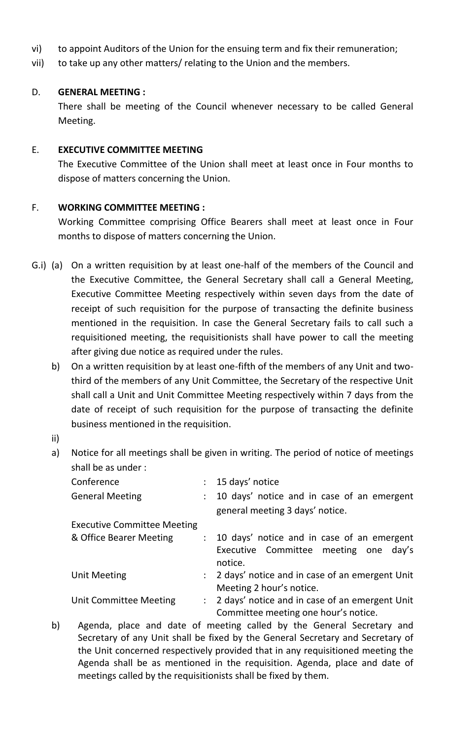vi) to appoint Auditors of the Union for the ensuing term and fix their remuneration;

vii) to take up any other matters/ relating to the Union and the members.

D. **GENERAL MEETING :**

There shall be meeting of the Council whenever necessary to be called General Meeting.

E. **EXECUTIVE COMMITTEE MEETING**

The Executive Committee of the Union shall meet at least once in Four months to dispose of matters concerning the Union.

F. **WORKING COMMITTEE MEETING :**

Working Committee comprising Office Bearers shall meet at least once in Four months to dispose of matters concerning the Union.

G.i) (a) On a written requisition by at least one-half of the members of the Council and the Executive Committee, the General Secretary shall call a General Meeting, Executive Committee Meeting respectively within seven days from the date of receipt of such requisition for the purpose of transacting the definite business mentioned in the requisition. In case the General Secretary fails to call such a requisitioned meeting, the requisitionists shall have power to call the meeting after giving due notice as required under the rules.

b) On a written requisition by at least one-fifth of the members of any Unit and two-third of the members of any Unit Committee, the Secretary of the respective Unit shall call a Unit and Unit Committee Meeting respectively within 7 days from the date of receipt of such requisition for the purpose of transacting the definite business mentioned in the requisition.

ii)

a) Notice for all meetings shall be given in writing. The period of notice of meetings shall be as under :

| | | |
|---|---|---|
| Conference | : | 15 days' notice |
| General Meeting | : | 10 days' notice and in case of an emergent general meeting 3 days' notice. |
| Executive Committee Meeting & Office Bearer Meeting | : | 10 days' notice and in case of an emergent Executive Committee meeting one day's notice. |
| Unit Meeting | : | 2 days' notice and in case of an emergent Unit Meeting 2 hour's notice. |
| Unit Committee Meeting | : | 2 days' notice and in case of an emergent Unit Committee meeting one hour's notice. |

b) Agenda, place and date of meeting called by the General Secretary and Secretary of any Unit shall be fixed by the General Secretary and Secretary of the Unit concerned respectively provided that in any requisitioned meeting the Agenda shall be as mentioned in the requisition. Agenda, place and date of meetings called by the requisitionists shall be fixed by them.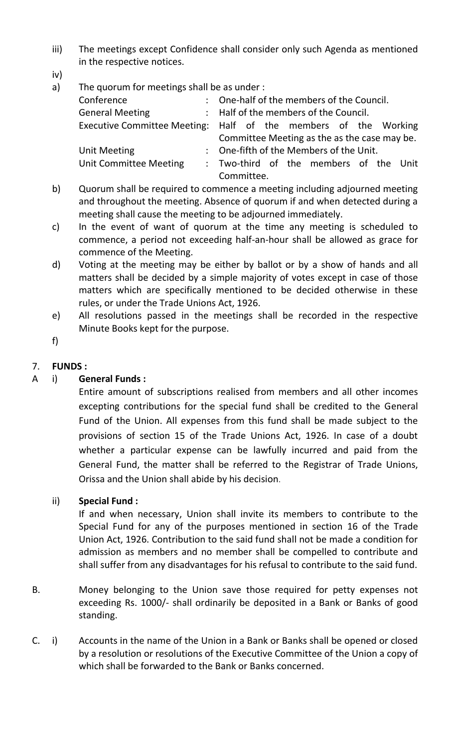iii) The meetings except Confidence shall consider only such Agenda as mentioned in the respective notices.

iv)

a) The quorum for meetings shall be as under :

| | | |
|---|---|---|
| Conference | : | One-half of the members of the Council. |
| General Meeting | : | Half of the members of the Council. |
| Executive Committee Meeting: | | Half of the members of the Working Committee Meeting as the as the case may be. |
| Unit Meeting | : | One-fifth of the Members of the Unit. |
| Unit Committee Meeting | : | Two-third of the members of the Unit Committee. |

b) Quorum shall be required to commence a meeting including adjourned meeting and throughout the meeting. Absence of quorum if and when detected during a meeting shall cause the meeting to be adjourned immediately.

c) In the event of want of quorum at the time any meeting is scheduled to commence, a period not exceeding half-an-hour shall be allowed as grace for commence of the Meeting.

d) Voting at the meeting may be either by ballot or by a show of hands and all matters shall be decided by a simple majority of votes except in case of those matters which are specifically mentioned to be decided otherwise in these rules, or under the Trade Unions Act, 1926.

e) All resolutions passed in the meetings shall be recorded in the respective Minute Books kept for the purpose.

f)

## 7. FUNDS :

A i) **General Funds :**

Entire amount of subscriptions realised from members and all other incomes excepting contributions for the special fund shall be credited to the General Fund of the Union. All expenses from this fund shall be made subject to the provisions of section 15 of the Trade Unions Act, 1926. In case of a doubt whether a particular expense can be lawfully incurred and paid from the General Fund, the matter shall be referred to the Registrar of Trade Unions, Orissa and the Union shall abide by his decision.

ii) **Special Fund :**

If and when necessary, Union shall invite its members to contribute to the Special Fund for any of the purposes mentioned in section 16 of the Trade Union Act, 1926. Contribution to the said fund shall not be made a condition for admission as members and no member shall be compelled to contribute and shall suffer from any disadvantages for his refusal to contribute to the said fund.

B. Money belonging to the Union save those required for petty expenses not exceeding Rs. 1000/- shall ordinarily be deposited in a Bank or Banks of good standing.

C. i) Accounts in the name of the Union in a Bank or Banks shall be opened or closed by a resolution or resolutions of the Executive Committee of the Union a copy of which shall be forwarded to the Bank or Banks concerned.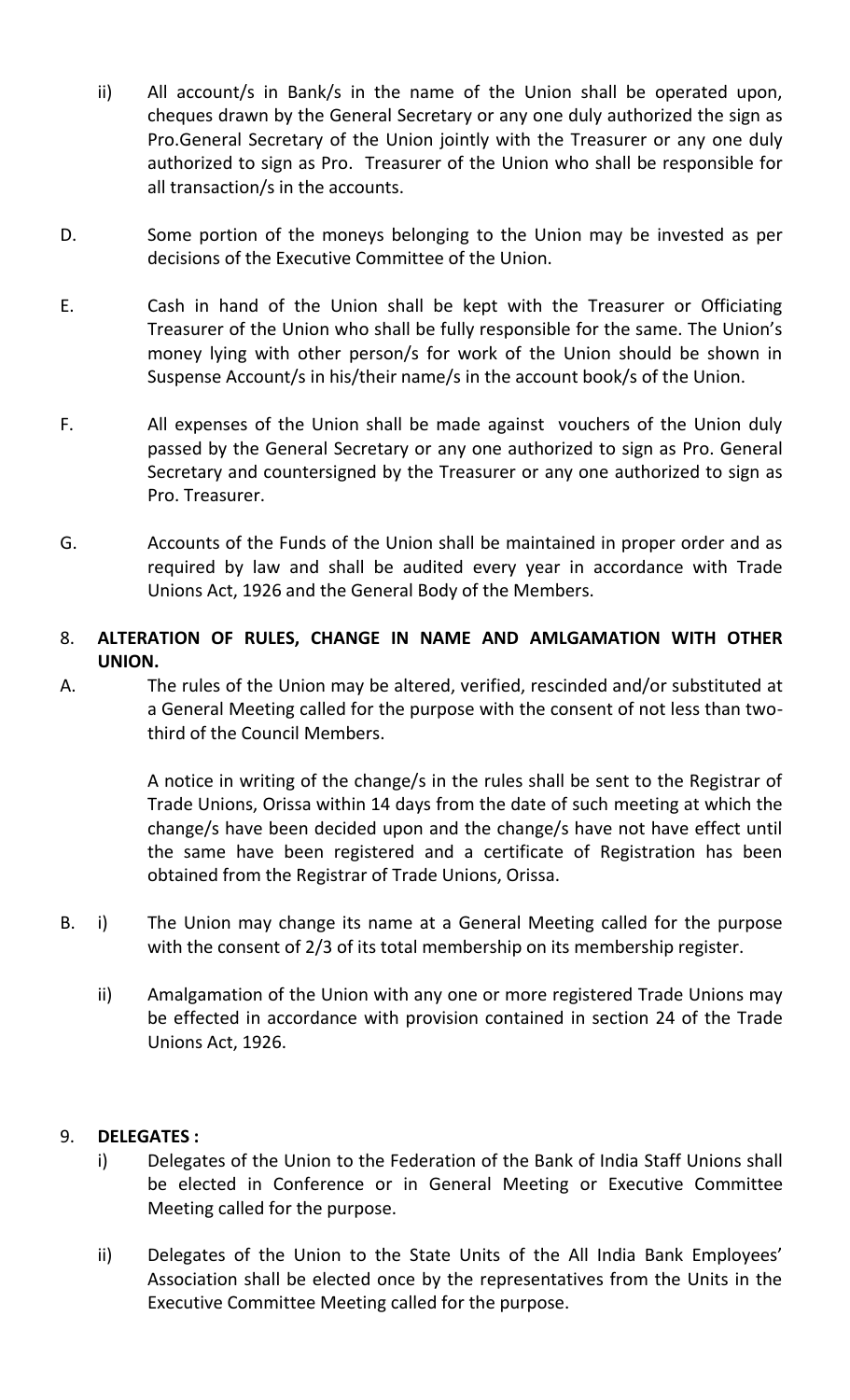ii) All account/s in Bank/s in the name of the Union shall be operated upon, cheques drawn by the General Secretary or any one duly authorized the sign as Pro.General Secretary of the Union jointly with the Treasurer or any one duly authorized to sign as Pro. Treasurer of the Union who shall be responsible for all transaction/s in the accounts.

D. Some portion of the moneys belonging to the Union may be invested as per decisions of the Executive Committee of the Union.

E. Cash in hand of the Union shall be kept with the Treasurer or Officiating Treasurer of the Union who shall be fully responsible for the same. The Union's money lying with other person/s for work of the Union should be shown in Suspense Account/s in his/their name/s in the account book/s of the Union.

F. All expenses of the Union shall be made against vouchers of the Union duly passed by the General Secretary or any one authorized to sign as Pro. General Secretary and countersigned by the Treasurer or any one authorized to sign as Pro. Treasurer.

G. Accounts of the Funds of the Union shall be maintained in proper order and as required by law and shall be audited every year in accordance with Trade Unions Act, 1926 and the General Body of the Members.

## 8. ALTERATION OF RULES, CHANGE IN NAME AND AMLGAMATION WITH OTHER UNION.

A. The rules of the Union may be altered, verified, rescinded and/or substituted at a General Meeting called for the purpose with the consent of not less than two-third of the Council Members.

A notice in writing of the change/s in the rules shall be sent to the Registrar of Trade Unions, Orissa within 14 days from the date of such meeting at which the change/s have been decided upon and the change/s have not have effect until the same have been registered and a certificate of Registration has been obtained from the Registrar of Trade Unions, Orissa.

B. i) The Union may change its name at a General Meeting called for the purpose with the consent of 2/3 of its total membership on its membership register.

ii) Amalgamation of the Union with any one or more registered Trade Unions may be effected in accordance with provision contained in section 24 of the Trade Unions Act, 1926.

## 9. DELEGATES :

i) Delegates of the Union to the Federation of the Bank of India Staff Unions shall be elected in Conference or in General Meeting or Executive Committee Meeting called for the purpose.

ii) Delegates of the Union to the State Units of the All India Bank Employees' Association shall be elected once by the representatives from the Units in the Executive Committee Meeting called for the purpose.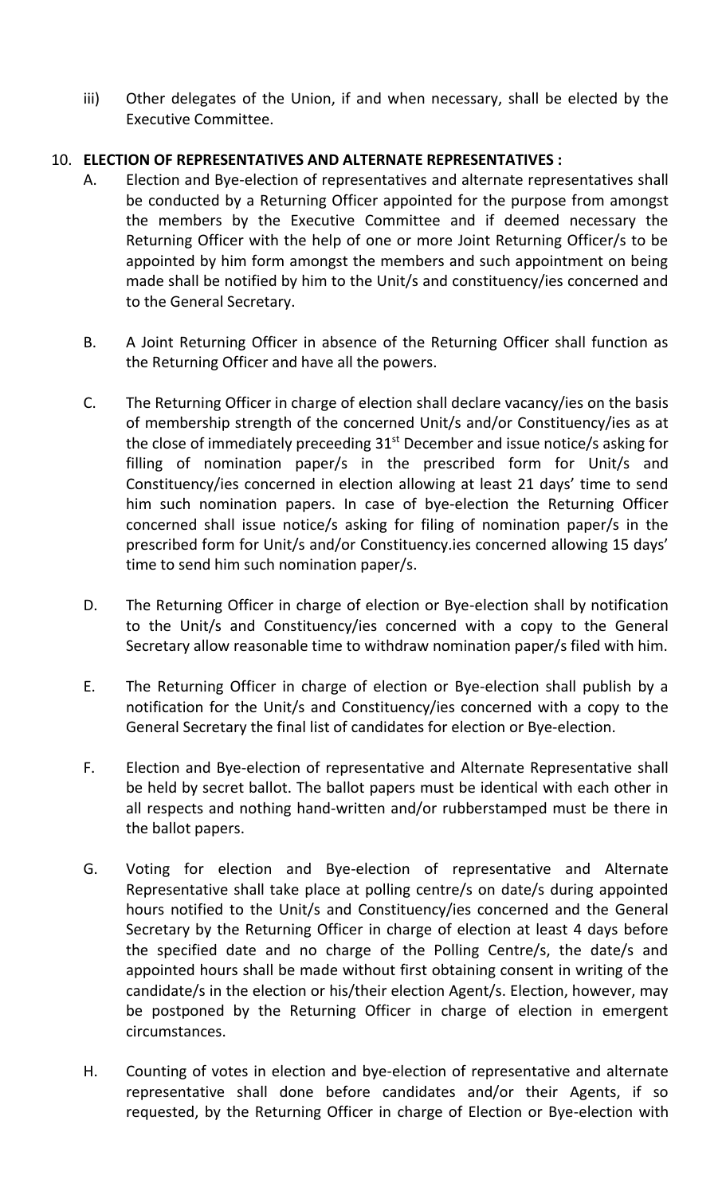iii) Other delegates of the Union, if and when necessary, shall be elected by the Executive Committee.

10. **ELECTION OF REPRESENTATIVES AND ALTERNATE REPRESENTATIVES :**

   A. Election and Bye-election of representatives and alternate representatives shall be conducted by a Returning Officer appointed for the purpose from amongst the members by the Executive Committee and if deemed necessary the Returning Officer with the help of one or more Joint Returning Officer/s to be appointed by him form amongst the members and such appointment on being made shall be notified by him to the Unit/s and constituency/ies concerned and to the General Secretary.

   B. A Joint Returning Officer in absence of the Returning Officer shall function as the Returning Officer and have all the powers.

   C. The Returning Officer in charge of election shall declare vacancy/ies on the basis of membership strength of the concerned Unit/s and/or Constituency/ies as at the close of immediately preceeding 31st December and issue notice/s asking for filling of nomination paper/s in the prescribed form for Unit/s and Constituency/ies concerned in election allowing at least 21 days' time to send him such nomination papers. In case of bye-election the Returning Officer concerned shall issue notice/s asking for filing of nomination paper/s in the prescribed form for Unit/s and/or Constituency.ies concerned allowing 15 days' time to send him such nomination paper/s.

   D. The Returning Officer in charge of election or Bye-election shall by notification to the Unit/s and Constituency/ies concerned with a copy to the General Secretary allow reasonable time to withdraw nomination paper/s filed with him.

   E. The Returning Officer in charge of election or Bye-election shall publish by a notification for the Unit/s and Constituency/ies concerned with a copy to the General Secretary the final list of candidates for election or Bye-election.

   F. Election and Bye-election of representative and Alternate Representative shall be held by secret ballot. The ballot papers must be identical with each other in all respects and nothing hand-written and/or rubberstamped must be there in the ballot papers.

   G. Voting for election and Bye-election of representative and Alternate Representative shall take place at polling centre/s on date/s during appointed hours notified to the Unit/s and Constituency/ies concerned and the General Secretary by the Returning Officer in charge of election at least 4 days before the specified date and no charge of the Polling Centre/s, the date/s and appointed hours shall be made without first obtaining consent in writing of the candidate/s in the election or his/their election Agent/s. Election, however, may be postponed by the Returning Officer in charge of election in emergent circumstances.

   H. Counting of votes in election and bye-election of representative and alternate representative shall done before candidates and/or their Agents, if so requested, by the Returning Officer in charge of Election or Bye-election with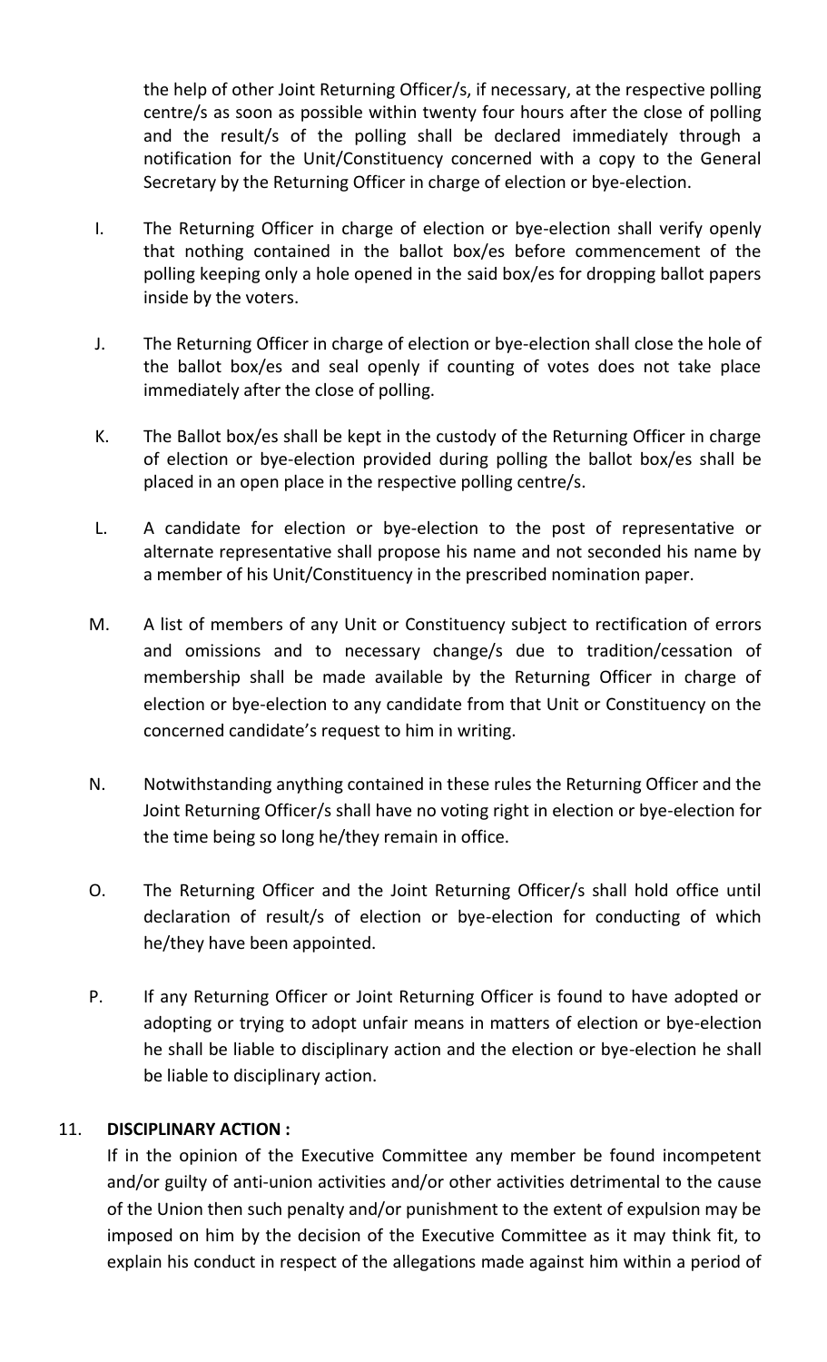the help of other Joint Returning Officer/s, if necessary, at the respective polling centre/s as soon as possible within twenty four hours after the close of polling and the result/s of the polling shall be declared immediately through a notification for the Unit/Constituency concerned with a copy to the General Secretary by the Returning Officer in charge of election or bye-election.

I. The Returning Officer in charge of election or bye-election shall verify openly that nothing contained in the ballot box/es before commencement of the polling keeping only a hole opened in the said box/es for dropping ballot papers inside by the voters.

J. The Returning Officer in charge of election or bye-election shall close the hole of the ballot box/es and seal openly if counting of votes does not take place immediately after the close of polling.

K. The Ballot box/es shall be kept in the custody of the Returning Officer in charge of election or bye-election provided during polling the ballot box/es shall be placed in an open place in the respective polling centre/s.

L. A candidate for election or bye-election to the post of representative or alternate representative shall propose his name and not seconded his name by a member of his Unit/Constituency in the prescribed nomination paper.

M. A list of members of any Unit or Constituency subject to rectification of errors and omissions and to necessary change/s due to tradition/cessation of membership shall be made available by the Returning Officer in charge of election or bye-election to any candidate from that Unit or Constituency on the concerned candidate's request to him in writing.

N. Notwithstanding anything contained in these rules the Returning Officer and the Joint Returning Officer/s shall have no voting right in election or bye-election for the time being so long he/they remain in office.

O. The Returning Officer and the Joint Returning Officer/s shall hold office until declaration of result/s of election or bye-election for conducting of which he/they have been appointed.

P. If any Returning Officer or Joint Returning Officer is found to have adopted or adopting or trying to adopt unfair means in matters of election or bye-election he shall be liable to disciplinary action and the election or bye-election he shall be liable to disciplinary action.

11. **DISCIPLINARY ACTION :**

If in the opinion of the Executive Committee any member be found incompetent and/or guilty of anti-union activities and/or other activities detrimental to the cause of the Union then such penalty and/or punishment to the extent of expulsion may be imposed on him by the decision of the Executive Committee as it may think fit, to explain his conduct in respect of the allegations made against him within a period of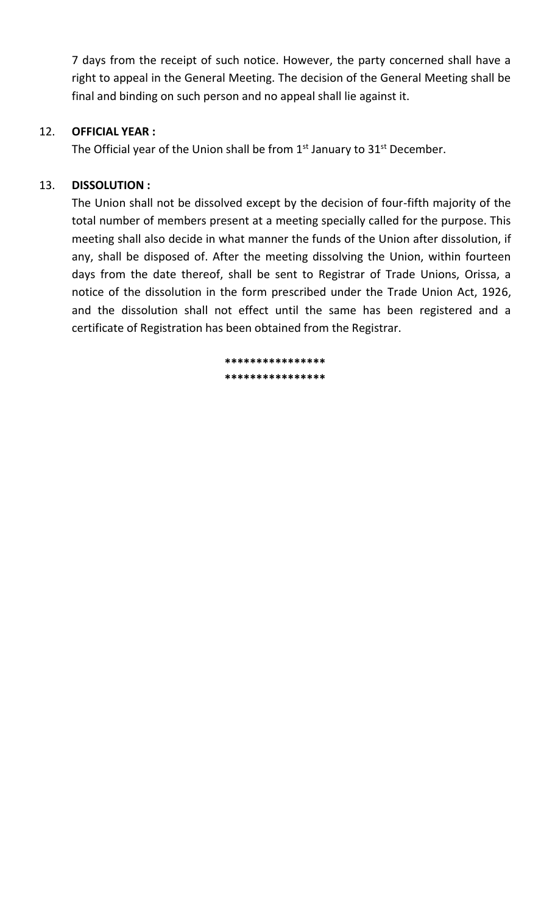7 days from the receipt of such notice. However, the party concerned shall have a right to appeal in the General Meeting. The decision of the General Meeting shall be final and binding on such person and no appeal shall lie against it.

12. **OFFICIAL YEAR :**

The Official year of the Union shall be from 1st January to 31st December.

13. **DISSOLUTION :**

The Union shall not be dissolved except by the decision of four-fifth majority of the total number of members present at a meeting specially called for the purpose. This meeting shall also decide in what manner the funds of the Union after dissolution, if any, shall be disposed of. After the meeting dissolving the Union, within fourteen days from the date thereof, shall be sent to Registrar of Trade Unions, Orissa, a notice of the dissolution in the form prescribed under the Trade Union Act, 1926, and the dissolution shall not effect until the same has been registered and a certificate of Registration has been obtained from the Registrar.

****************
****************